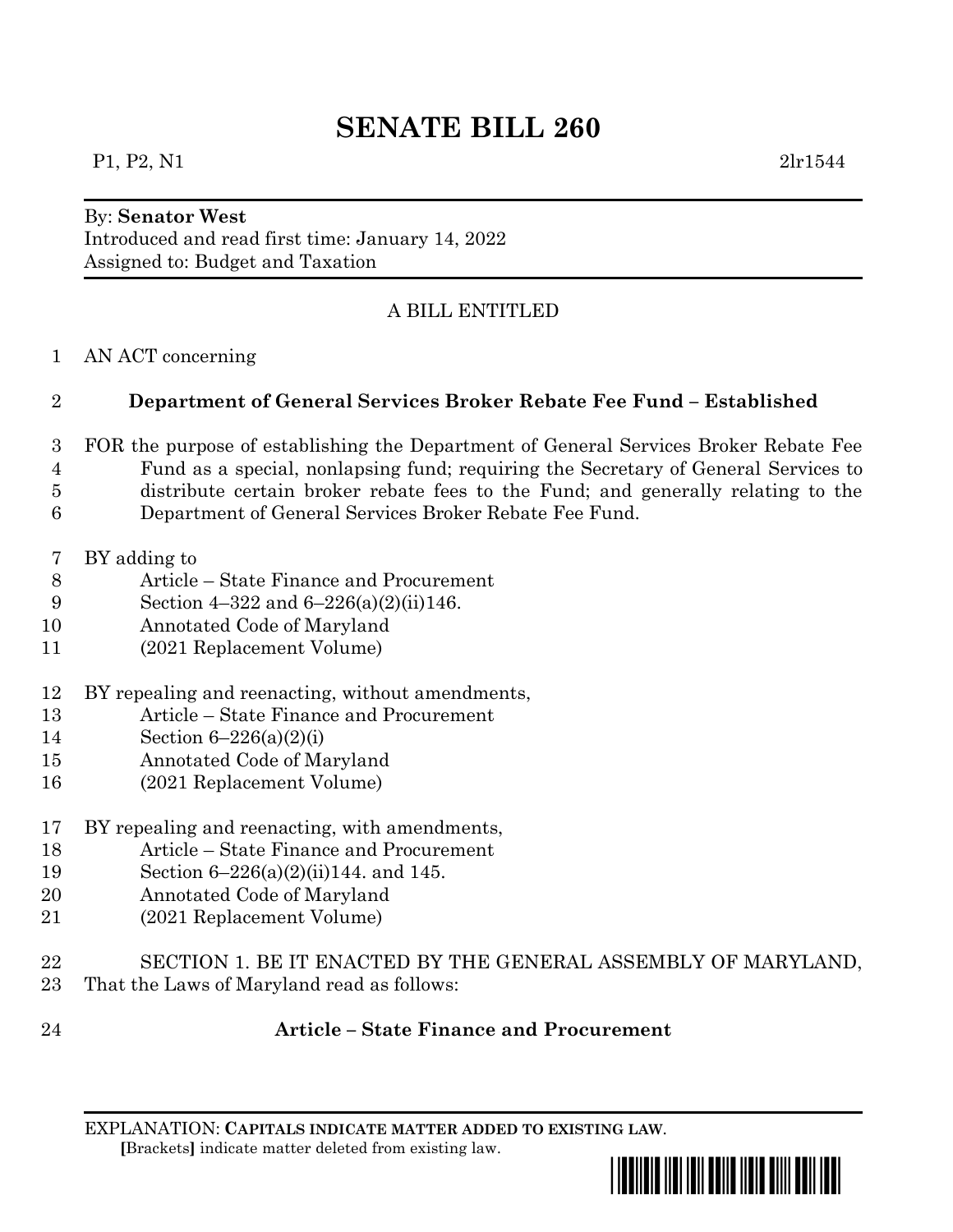# SENATE BILL 260

P1, P2, N1 2lr1544

By: **Senator West**
Introduced and read first time: January 14, 2022
Assigned to: Budget and Taxation

A BILL ENTITLED

AN ACT concerning

**Department of General Services Broker Rebate Fee Fund – Established**

FOR the purpose of establishing the Department of General Services Broker Rebate Fee Fund as a special, nonlapsing fund; requiring the Secretary of General Services to distribute certain broker rebate fees to the Fund; and generally relating to the Department of General Services Broker Rebate Fee Fund.

BY adding to
Article – State Finance and Procurement
Section 4–322 and 6–226(a)(2)(ii)146.
Annotated Code of Maryland
(2021 Replacement Volume)

BY repealing and reenacting, without amendments,
Article – State Finance and Procurement
Section 6–226(a)(2)(i)
Annotated Code of Maryland
(2021 Replacement Volume)

BY repealing and reenacting, with amendments,
Article – State Finance and Procurement
Section 6–226(a)(2)(ii)144. and 145.
Annotated Code of Maryland
(2021 Replacement Volume)

SECTION 1. BE IT ENACTED BY THE GENERAL ASSEMBLY OF MARYLAND, That the Laws of Maryland read as follows:

**Article – State Finance and Procurement**

EXPLANATION: **CAPITALS INDICATE MATTER ADDED TO EXISTING LAW**.
**[**Brackets**]** indicate matter deleted from existing law.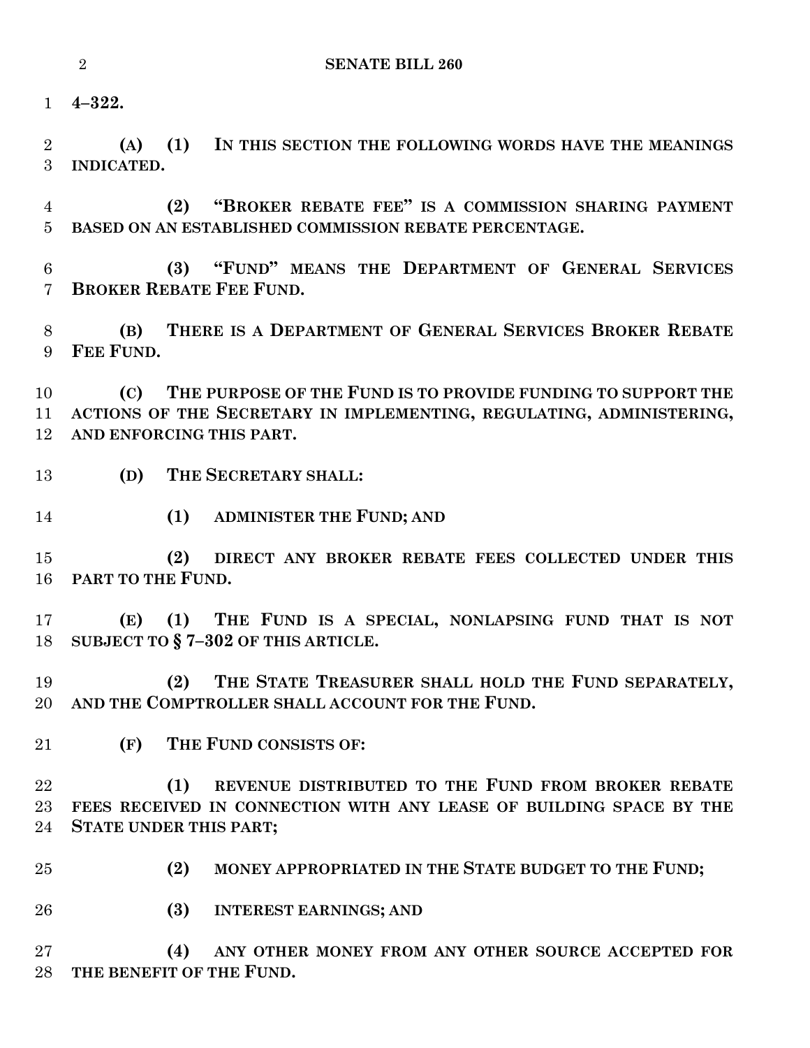**4–322.**

**(A) (1) IN THIS SECTION THE FOLLOWING WORDS HAVE THE MEANINGS INDICATED.**

**(2) "BROKER REBATE FEE" IS A COMMISSION SHARING PAYMENT BASED ON AN ESTABLISHED COMMISSION REBATE PERCENTAGE.**

**(3) "FUND" MEANS THE DEPARTMENT OF GENERAL SERVICES BROKER REBATE FEE FUND.**

**(B) THERE IS A DEPARTMENT OF GENERAL SERVICES BROKER REBATE FEE FUND.**

**(C) THE PURPOSE OF THE FUND IS TO PROVIDE FUNDING TO SUPPORT THE ACTIONS OF THE SECRETARY IN IMPLEMENTING, REGULATING, ADMINISTERING, AND ENFORCING THIS PART.**

**(D) THE SECRETARY SHALL:**

**(1) ADMINISTER THE FUND; AND**

**(2) DIRECT ANY BROKER REBATE FEES COLLECTED UNDER THIS PART TO THE FUND.**

**(E) (1) THE FUND IS A SPECIAL, NONLAPSING FUND THAT IS NOT SUBJECT TO § 7–302 OF THIS ARTICLE.**

**(2) THE STATE TREASURER SHALL HOLD THE FUND SEPARATELY, AND THE COMPTROLLER SHALL ACCOUNT FOR THE FUND.**

**(F) THE FUND CONSISTS OF:**

**(1) REVENUE DISTRIBUTED TO THE FUND FROM BROKER REBATE FEES RECEIVED IN CONNECTION WITH ANY LEASE OF BUILDING SPACE BY THE STATE UNDER THIS PART;**

**(2) MONEY APPROPRIATED IN THE STATE BUDGET TO THE FUND;**

**(3) INTEREST EARNINGS; AND**

**(4) ANY OTHER MONEY FROM ANY OTHER SOURCE ACCEPTED FOR THE BENEFIT OF THE FUND.**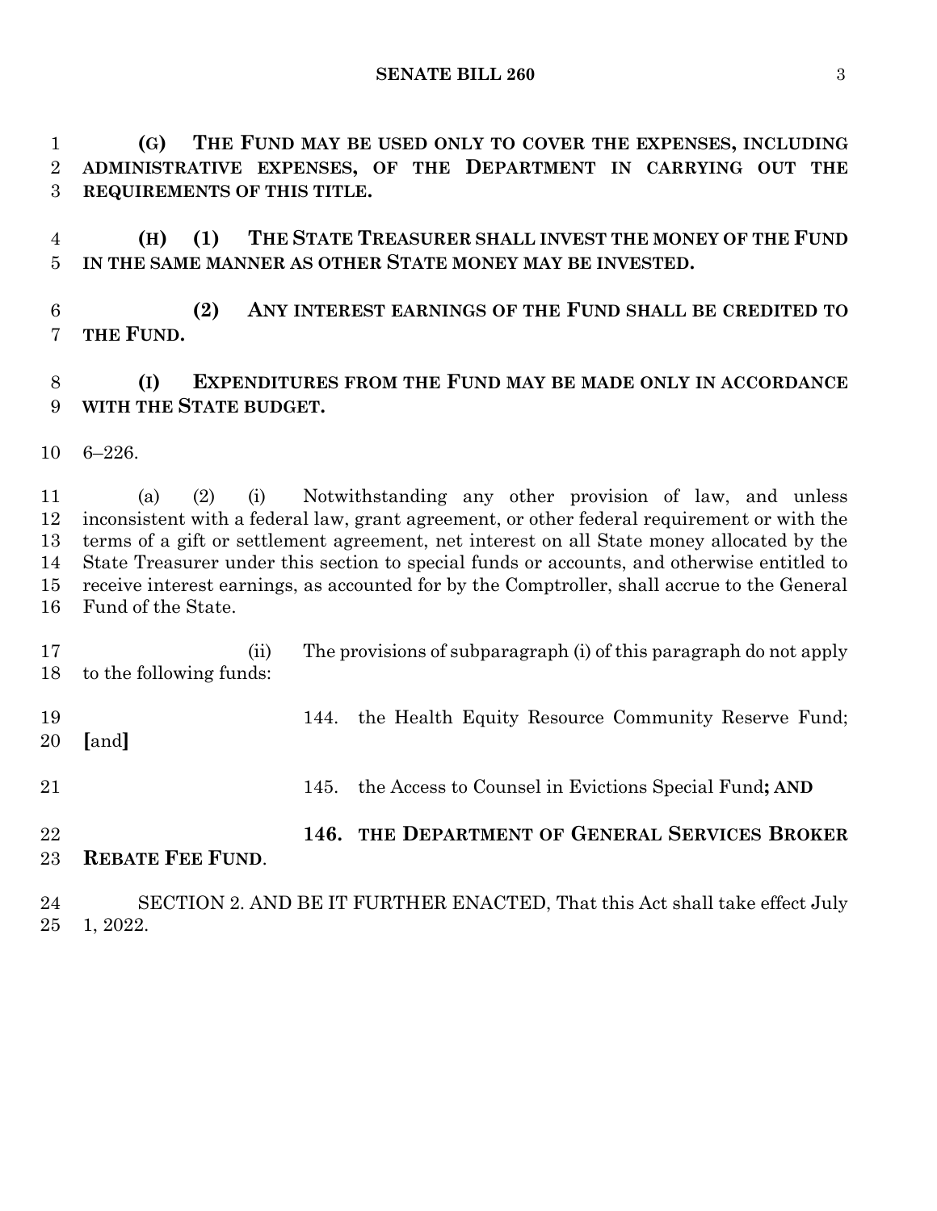**(G) THE FUND MAY BE USED ONLY TO COVER THE EXPENSES, INCLUDING ADMINISTRATIVE EXPENSES, OF THE DEPARTMENT IN CARRYING OUT THE REQUIREMENTS OF THIS TITLE.**

**(H) (1) THE STATE TREASURER SHALL INVEST THE MONEY OF THE FUND IN THE SAME MANNER AS OTHER STATE MONEY MAY BE INVESTED.**

**(2) ANY INTEREST EARNINGS OF THE FUND SHALL BE CREDITED TO THE FUND.**

**(I) EXPENDITURES FROM THE FUND MAY BE MADE ONLY IN ACCORDANCE WITH THE STATE BUDGET.**

6–226.

(a) (2) (i) Notwithstanding any other provision of law, and unless inconsistent with a federal law, grant agreement, or other federal requirement or with the terms of a gift or settlement agreement, net interest on all State money allocated by the State Treasurer under this section to special funds or accounts, and otherwise entitled to receive interest earnings, as accounted for by the Comptroller, shall accrue to the General Fund of the State.

(ii) The provisions of subparagraph (i) of this paragraph do not apply to the following funds:

144. the Health Equity Resource Community Reserve Fund; **[**and**]**

145. the Access to Counsel in Evictions Special Fund**; AND**

**146. THE DEPARTMENT OF GENERAL SERVICES BROKER REBATE FEE FUND**.

SECTION 2. AND BE IT FURTHER ENACTED, That this Act shall take effect July 1, 2022.